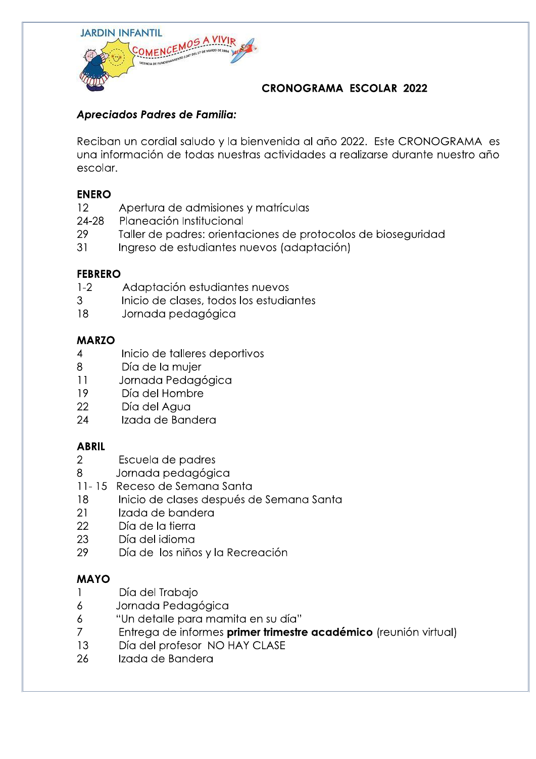JARDIN INFANTIL

COMENCEMOS A VIVIR

LICENCIA DE FUNCIONAMIENTO 3 247 DEL 17 DE MARZO DE 1984

# CRONOGRAMA ESCOLAR 2022

***Apreciados Padres de Familia:***

Reciban un cordial saludo y la bienvenida al año 2022. Este CRONOGRAMA es una información de todas nuestras actividades a realizarse durante nuestro año escolar.

## ENERO

12 Apertura de admisiones y matrículas
24-28 Planeación Institucional
29 Taller de padres: orientaciones de protocolos de bioseguridad
31 Ingreso de estudiantes nuevos (adaptación)

## FEBRERO

1-2 Adaptación estudiantes nuevos
3 Inicio de clases, todos los estudiantes
18 Jornada pedagógica

## MARZO

4 Inicio de talleres deportivos
8 Día de la mujer
11 Jornada Pedagógica
19 Día del Hombre
22 Día del Agua
24 Izada de Bandera

## ABRIL

2 Escuela de padres
8 Jornada pedagógica
11- 15 Receso de Semana Santa
18 Inicio de clases después de Semana Santa
21 Izada de bandera
22 Día de la tierra
23 Día del idioma
29 Día de los niños y la Recreación

## MAYO

1 Día del Trabajo
6 Jornada Pedagógica
6 "Un detalle para mamita en su día"
7 Entrega de informes **primer trimestre académico** (reunión virtual)
13 Día del profesor NO HAY CLASE
26 Izada de Bandera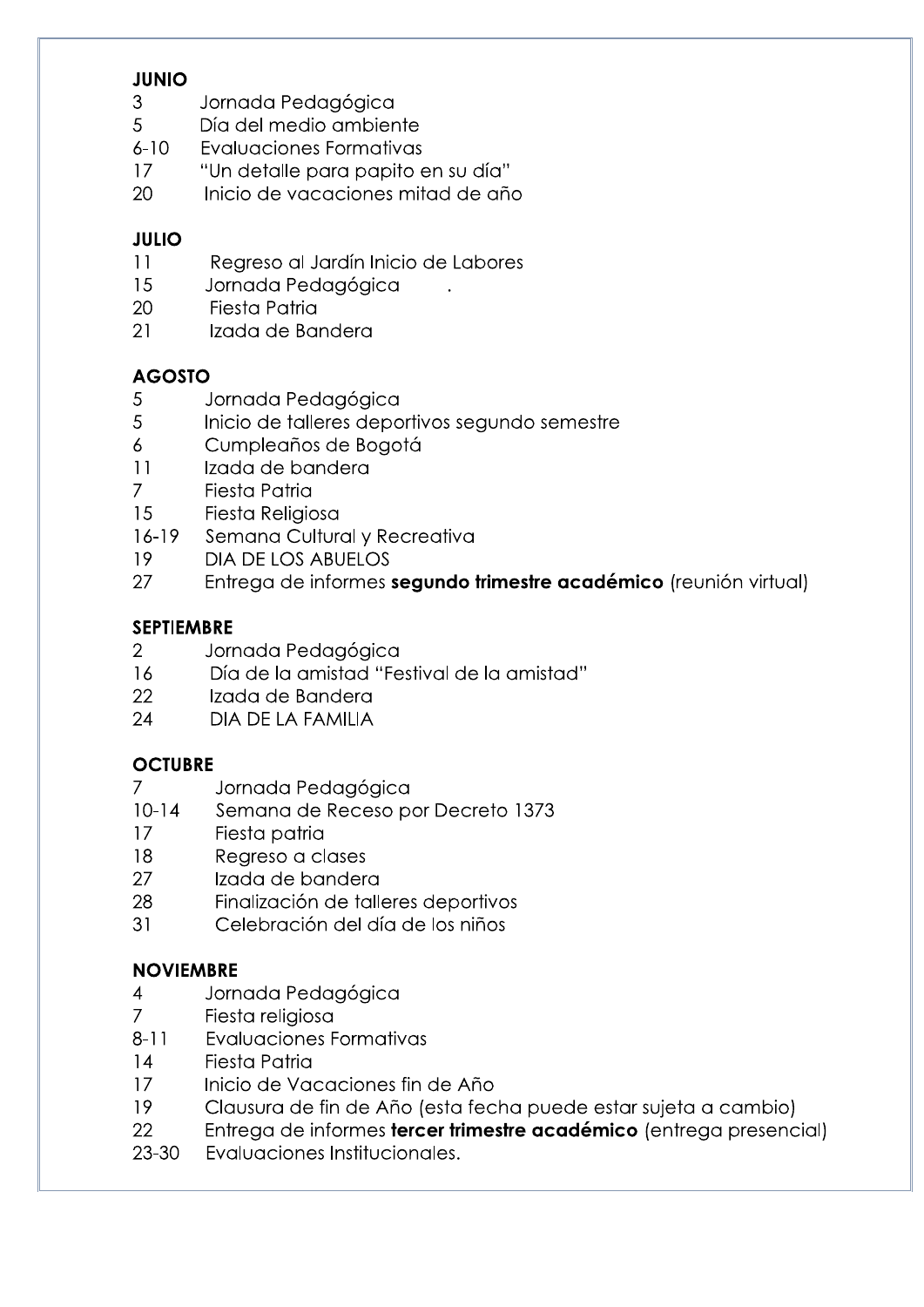**JUNIO**

3 Jornada Pedagógica
5 Día del medio ambiente
6-10 Evaluaciones Formativas
17 "Un detalle para papito en su día"
20 Inicio de vacaciones mitad de año

**JULIO**

11 Regreso al Jardín Inicio de Labores
15 Jornada Pedagógica .
20 Fiesta Patria
21 Izada de Bandera

**AGOSTO**

5 Jornada Pedagógica
5 Inicio de talleres deportivos segundo semestre
6 Cumpleaños de Bogotá
11 Izada de bandera
7 Fiesta Patria
15 Fiesta Religiosa
16-19 Semana Cultural y Recreativa
19 DIA DE LOS ABUELOS
27 Entrega de informes **segundo trimestre académico** (reunión virtual)

**SEPTIEMBRE**

2 Jornada Pedagógica
16 Día de la amistad "Festival de la amistad"
22 Izada de Bandera
24 DIA DE LA FAMILIA

**OCTUBRE**

7 Jornada Pedagógica
10-14 Semana de Receso por Decreto 1373
17 Fiesta patria
18 Regreso a clases
27 Izada de bandera
28 Finalización de talleres deportivos
31 Celebración del día de los niños

**NOVIEMBRE**

4 Jornada Pedagógica
7 Fiesta religiosa
8-11 Evaluaciones Formativas
14 Fiesta Patria
17 Inicio de Vacaciones fin de Año
19 Clausura de fin de Año (esta fecha puede estar sujeta a cambio)
22 Entrega de informes **tercer trimestre académico** (entrega presencial)
23-30 Evaluaciones Institucionales.